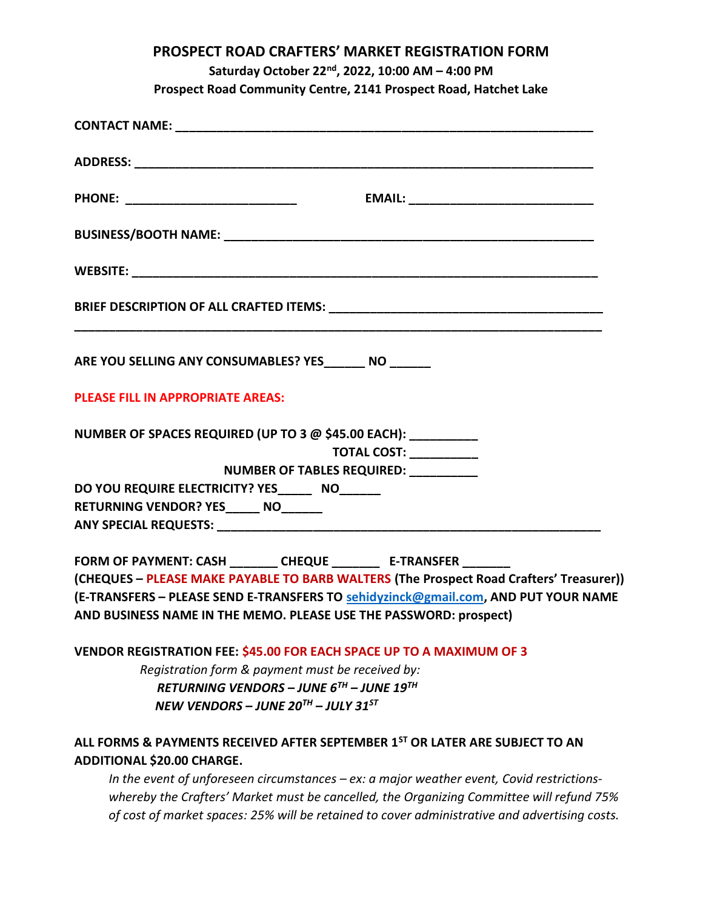# PROSPECT ROAD CRAFTERS' MARKET REGISTRATION FORM

**Saturday October 22nd, 2022, 10:00 AM – 4:00 PM**

**Prospect Road Community Centre, 2141 Prospect Road, Hatchet Lake**

**CONTACT NAME:** ______________________________________________________________

**ADDRESS:** ___________________________________________________________________

**PHONE:** _________________________ **EMAIL:** ___________________________

**BUSINESS/BOOTH NAME:** ______________________________________________________

**WEBSITE:** ____________________________________________________________________

**BRIEF DESCRIPTION OF ALL CRAFTED ITEMS:** ______________________________________

_______________________________________________________________________________

**ARE YOU SELLING ANY CONSUMABLES? YES______ NO ______**

**PLEASE FILL IN APPROPRIATE AREAS:**

**NUMBER OF SPACES REQUIRED (UP TO 3 @ $45.00 EACH):** __________

**TOTAL COST:** __________

**NUMBER OF TABLES REQUIRED:** __________

**DO YOU REQUIRE ELECTRICITY? YES_____ NO______**

**RETURNING VENDOR? YES_____ NO______**

**ANY SPECIAL REQUESTS:** ______________________________________________________

**FORM OF PAYMENT: CASH _______ CHEQUE _______ E-TRANSFER _______**

**(CHEQUES – PLEASE MAKE PAYABLE TO BARB WALTERS (The Prospect Road Crafters' Treasurer))**

**(E-TRANSFERS – PLEASE SEND E-TRANSFERS TO sehidyzinck@gmail.com, AND PUT YOUR NAME AND BUSINESS NAME IN THE MEMO. PLEASE USE THE PASSWORD: prospect)**

**VENDOR REGISTRATION FEE: $45.00 FOR EACH SPACE UP TO A MAXIMUM OF 3**

*Registration form & payment must be received by:*

***RETURNING VENDORS – JUNE 6TH – JUNE 19TH***

***NEW VENDORS – JUNE 20TH – JULY 31ST***

**ALL FORMS & PAYMENTS RECEIVED AFTER SEPTEMBER 1ST OR LATER ARE SUBJECT TO AN ADDITIONAL $20.00 CHARGE.**

*In the event of unforeseen circumstances – ex: a major weather event, Covid restrictions- whereby the Crafters' Market must be cancelled, the Organizing Committee will refund 75% of cost of market spaces: 25% will be retained to cover administrative and advertising costs.*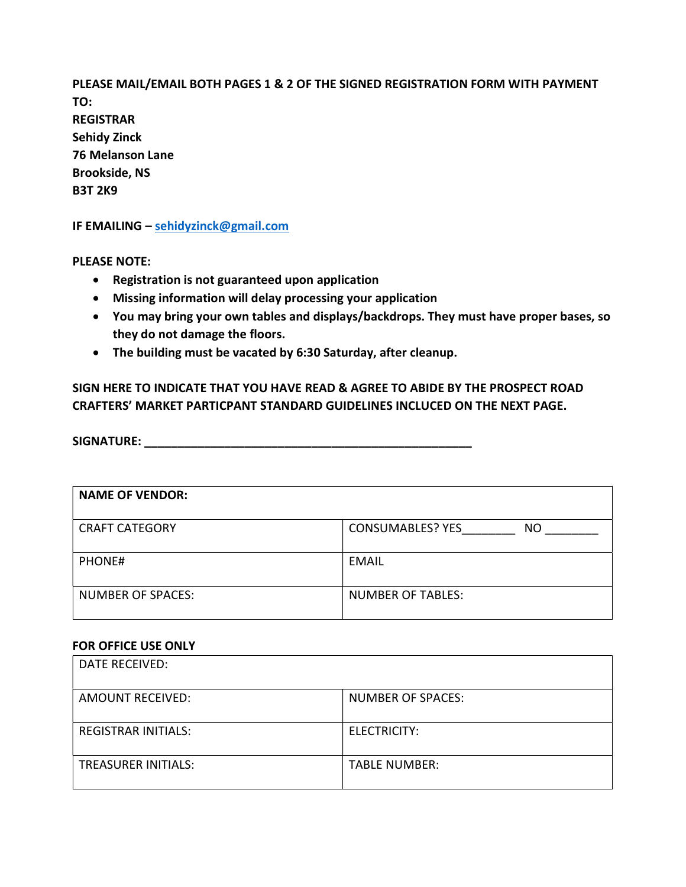**PLEASE MAIL/EMAIL BOTH PAGES 1 & 2 OF THE SIGNED REGISTRATION FORM WITH PAYMENT TO:**
**REGISTRAR**
**Sehidy Zinck**
**76 Melanson Lane**
**Brookside, NS**
**B3T 2K9**

**IF EMAILING – sehidyzinck@gmail.com**

**PLEASE NOTE:**

- **Registration is not guaranteed upon application**
- **Missing information will delay processing your application**
- **You may bring your own tables and displays/backdrops. They must have proper bases, so they do not damage the floors.**
- **The building must be vacated by 6:30 Saturday, after cleanup.**

**SIGN HERE TO INDICATE THAT YOU HAVE READ & AGREE TO ABIDE BY THE PROSPECT ROAD CRAFTERS' MARKET PARTICPANT STANDARD GUIDELINES INCLUCED ON THE NEXT PAGE.**

**SIGNATURE: ______________________________________________**

| **NAME OF VENDOR:** | |
|---|---|
| CRAFT CATEGORY | CONSUMABLES? YES________ NO ________ |
| PHONE# | EMAIL |
| NUMBER OF SPACES: | NUMBER OF TABLES: |

**FOR OFFICE USE ONLY**

| DATE RECEIVED: | |
|---|---|
| AMOUNT RECEIVED: | NUMBER OF SPACES: |
| REGISTRAR INITIALS: | ELECTRICITY: |
| TREASURER INITIALS: | TABLE NUMBER: |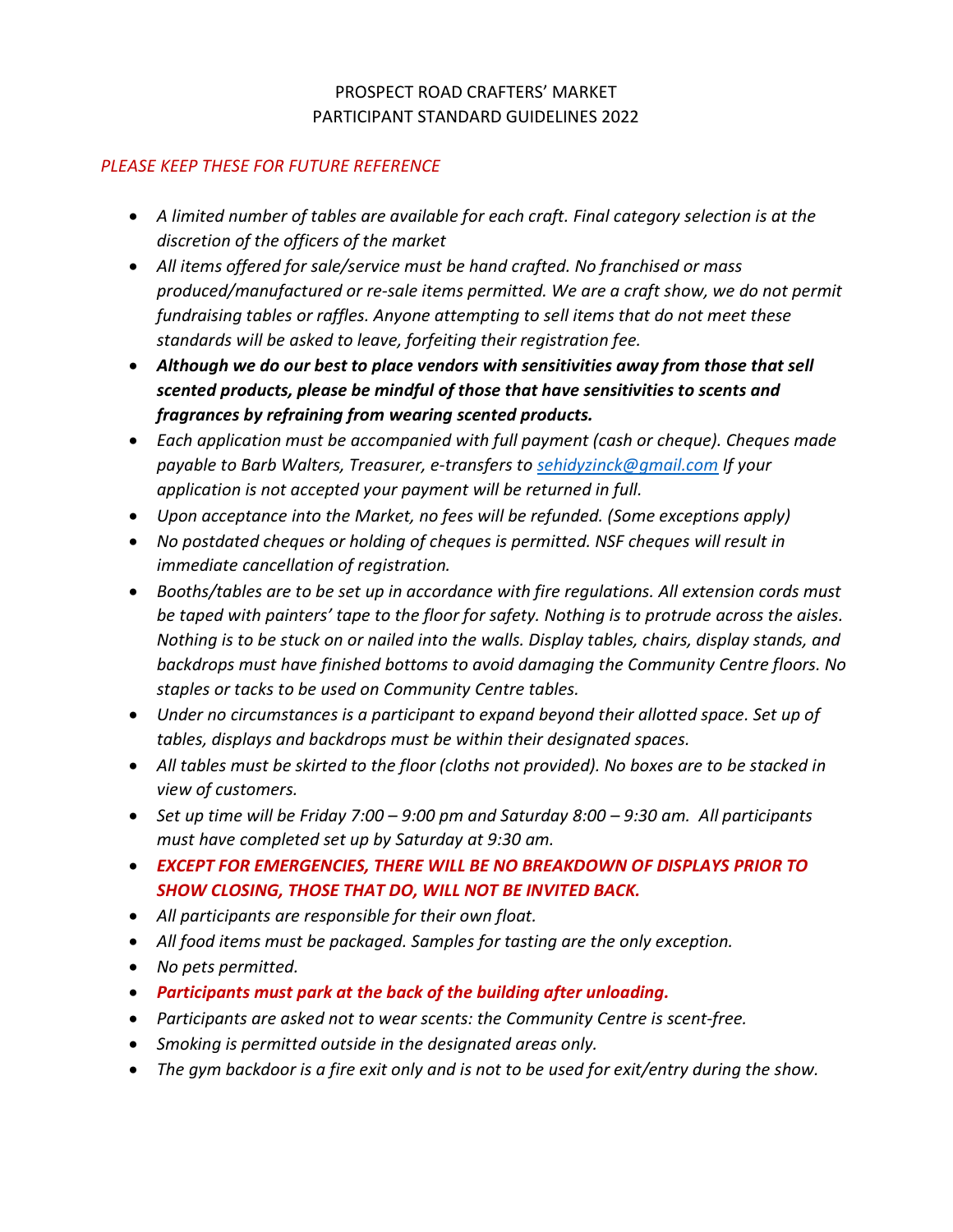PROSPECT ROAD CRAFTERS' MARKET
PARTICIPANT STANDARD GUIDELINES 2022

*PLEASE KEEP THESE FOR FUTURE REFERENCE*

- *A limited number of tables are available for each craft. Final category selection is at the discretion of the officers of the market*
- *All items offered for sale/service must be hand crafted. No franchised or mass produced/manufactured or re-sale items permitted. We are a craft show, we do not permit fundraising tables or raffles. Anyone attempting to sell items that do not meet these standards will be asked to leave, forfeiting their registration fee.*
- ***Although we do our best to place vendors with sensitivities away from those that sell scented products, please be mindful of those that have sensitivities to scents and fragrances by refraining from wearing scented products.***
- *Each application must be accompanied with full payment (cash or cheque). Cheques made payable to Barb Walters, Treasurer, e-transfers to sehidyzinck@gmail.com If your application is not accepted your payment will be returned in full.*
- *Upon acceptance into the Market, no fees will be refunded. (Some exceptions apply)*
- *No postdated cheques or holding of cheques is permitted. NSF cheques will result in immediate cancellation of registration.*
- *Booths/tables are to be set up in accordance with fire regulations. All extension cords must be taped with painters' tape to the floor for safety. Nothing is to protrude across the aisles. Nothing is to be stuck on or nailed into the walls. Display tables, chairs, display stands, and backdrops must have finished bottoms to avoid damaging the Community Centre floors. No staples or tacks to be used on Community Centre tables.*
- *Under no circumstances is a participant to expand beyond their allotted space. Set up of tables, displays and backdrops must be within their designated spaces.*
- *All tables must be skirted to the floor (cloths not provided). No boxes are to be stacked in view of customers.*
- *Set up time will be Friday 7:00 – 9:00 pm and Saturday 8:00 – 9:30 am. All participants must have completed set up by Saturday at 9:30 am.*
- *EXCEPT FOR EMERGENCIES, THERE WILL BE NO BREAKDOWN OF DISPLAYS PRIOR TO SHOW CLOSING, THOSE THAT DO, WILL NOT BE INVITED BACK.*
- *All participants are responsible for their own float.*
- *All food items must be packaged. Samples for tasting are the only exception.*
- *No pets permitted.*
- ***Participants must park at the back of the building after unloading.***
- *Participants are asked not to wear scents: the Community Centre is scent-free.*
- *Smoking is permitted outside in the designated areas only.*
- *The gym backdoor is a fire exit only and is not to be used for exit/entry during the show.*